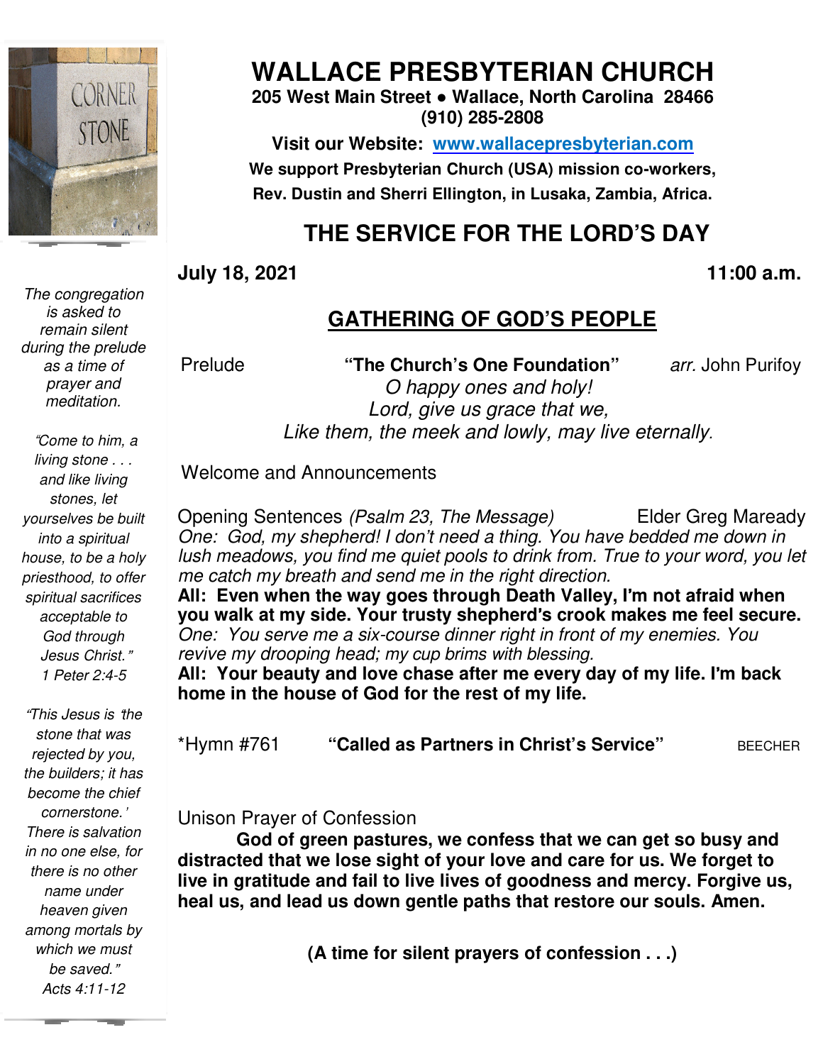# WALLACE PRESBYTERIAN CHURCH

**205 West Main Street • Wallace, North Carolina 28466**
**(910) 285-2808**

**Visit our Website: [www.wallacepresbyterian.com](http://www.wallacepresbyterian.com)**

**We support Presbyterian Church (USA) mission co-workers, Rev. Dustin and Sherri Ellington, in Lusaka, Zambia, Africa.**

## THE SERVICE FOR THE LORD'S DAY

**July 18, 2021** **11:00 a.m.**

*The congregation is asked to remain silent during the prelude as a time of prayer and meditation.*

*"Come to him, a living stone . . . and like living stones, let yourselves be built into a spiritual house, to be a holy priesthood, to offer spiritual sacrifices acceptable to God through Jesus Christ." 1 Peter 2:4-5*

*"This Jesus is 'the stone that was rejected by you, the builders; it has become the chief cornerstone.' There is salvation in no one else, for there is no other name under heaven given among mortals by which we must be saved." Acts 4:11-12*

### GATHERING OF GOD'S PEOPLE

Prelude **"The Church's One Foundation"** *arr.* John Purifoy

*O happy ones and holy!*
*Lord, give us grace that we,*
*Like them, the meek and lowly, may live eternally.*

Welcome and Announcements

Opening Sentences *(Psalm 23, The Message)* Elder Greg Maready

*One: God, my shepherd! I don't need a thing. You have bedded me down in lush meadows, you find me quiet pools to drink from. True to your word, you let me catch my breath and send me in the right direction.*

**All: Even when the way goes through Death Valley, I'm not afraid when you walk at my side. Your trusty shepherd's crook makes me feel secure.**

*One: You serve me a six-course dinner right in front of my enemies. You revive my drooping head; my cup brims with blessing.*

**All: Your beauty and love chase after me every day of my life. I'm back home in the house of God for the rest of my life.**

\*Hymn #761 **"Called as Partners in Christ's Service"** BEECHER

Unison Prayer of Confession

**God of green pastures, we confess that we can get so busy and distracted that we lose sight of your love and care for us. We forget to live in gratitude and fail to live lives of goodness and mercy. Forgive us, heal us, and lead us down gentle paths that restore our souls. Amen.**

**(A time for silent prayers of confession . . .)**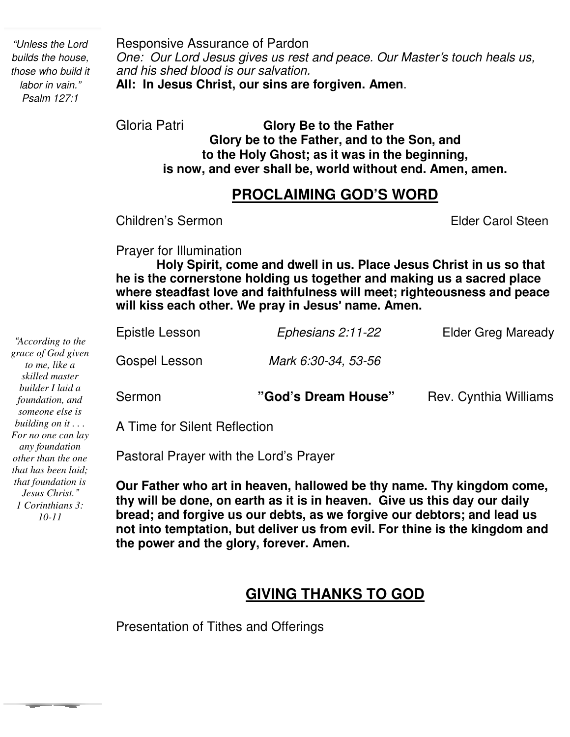*"Unless the Lord builds the house, those who build it labor in vain." Psalm 127:1*

Responsive Assurance of Pardon

*One: Our Lord Jesus gives us rest and peace. Our Master's touch heals us, and his shed blood is our salvation.*

**All: In Jesus Christ, our sins are forgiven. Amen**.

Gloria Patri **Glory Be to the Father**

**Glory be to the Father, and to the Son, and**
**to the Holy Ghost; as it was in the beginning,**
**is now, and ever shall be, world without end. Amen, amen.**

## PROCLAIMING GOD'S WORD

Children's Sermon Elder Carol Steen

Prayer for Illumination

**Holy Spirit, come and dwell in us. Place Jesus Christ in us so that he is the cornerstone holding us together and making us a sacred place where steadfast love and faithfulness will meet; righteousness and peace will kiss each other. We pray in Jesus' name. Amen.**

*"According to the grace of God given to me, like a skilled master builder I laid a foundation, and someone else is building on it . . . For no one can lay any foundation other than the one that has been laid; that foundation is Jesus Christ." 1 Corinthians 3: 10-11*

Epistle Lesson *Ephesians 2:11-22* Elder Greg Maready

Gospel Lesson *Mark 6:30-34, 53-56*

Sermon **"God's Dream House"** Rev. Cynthia Williams

A Time for Silent Reflection

Pastoral Prayer with the Lord's Prayer

**Our Father who art in heaven, hallowed be thy name. Thy kingdom come, thy will be done, on earth as it is in heaven. Give us this day our daily bread; and forgive us our debts, as we forgive our debtors; and lead us not into temptation, but deliver us from evil. For thine is the kingdom and the power and the glory, forever. Amen.**

## GIVING THANKS TO GOD

Presentation of Tithes and Offerings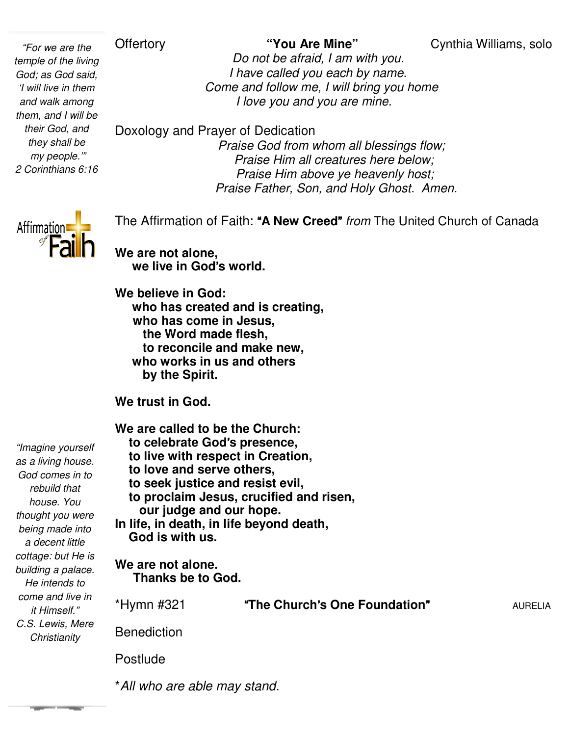*"For we are the temple of the living God; as God said, 'I will live in them and walk among them, and I will be their God, and they shall be my people.'"*
*2 Corinthians 6:16*

Offertory — **"You Are Mine"** — Cynthia Williams, solo

*Do not be afraid, I am with you.*
*I have called you each by name.*
*Come and follow me, I will bring you home*
*I love you and you are mine.*

Doxology and Prayer of Dedication

*Praise God from whom all blessings flow;*
*Praise Him all creatures here below;*
*Praise Him above ye heavenly host;*
*Praise Father, Son, and Holy Ghost. Amen.*

The Affirmation of Faith: **"A New Creed"** *from* The United Church of Canada

**We are not alone,**
**we live in God's world.**

**We believe in God:**
**who has created and is creating,**
**who has come in Jesus,**
**the Word made flesh,**
**to reconcile and make new,**
**who works in us and others**
**by the Spirit.**

**We trust in God.**

**We are called to be the Church:**
**to celebrate God's presence,**
**to live with respect in Creation,**
**to love and serve others,**
**to seek justice and resist evil,**
**to proclaim Jesus, crucified and risen,**
**our judge and our hope.**
**In life, in death, in life beyond death,**
**God is with us.**

**We are not alone.**
**Thanks be to God.**

*"Imagine yourself as a living house. God comes in to rebuild that house. You thought you were being made into a decent little cottage: but He is building a palace. He intends to come and live in it Himself."*
*C.S. Lewis, Mere Christianity*

*Hymn #321 — **"The Church's One Foundation"** — AURELIA

Benediction

Postlude

**All who are able may stand.*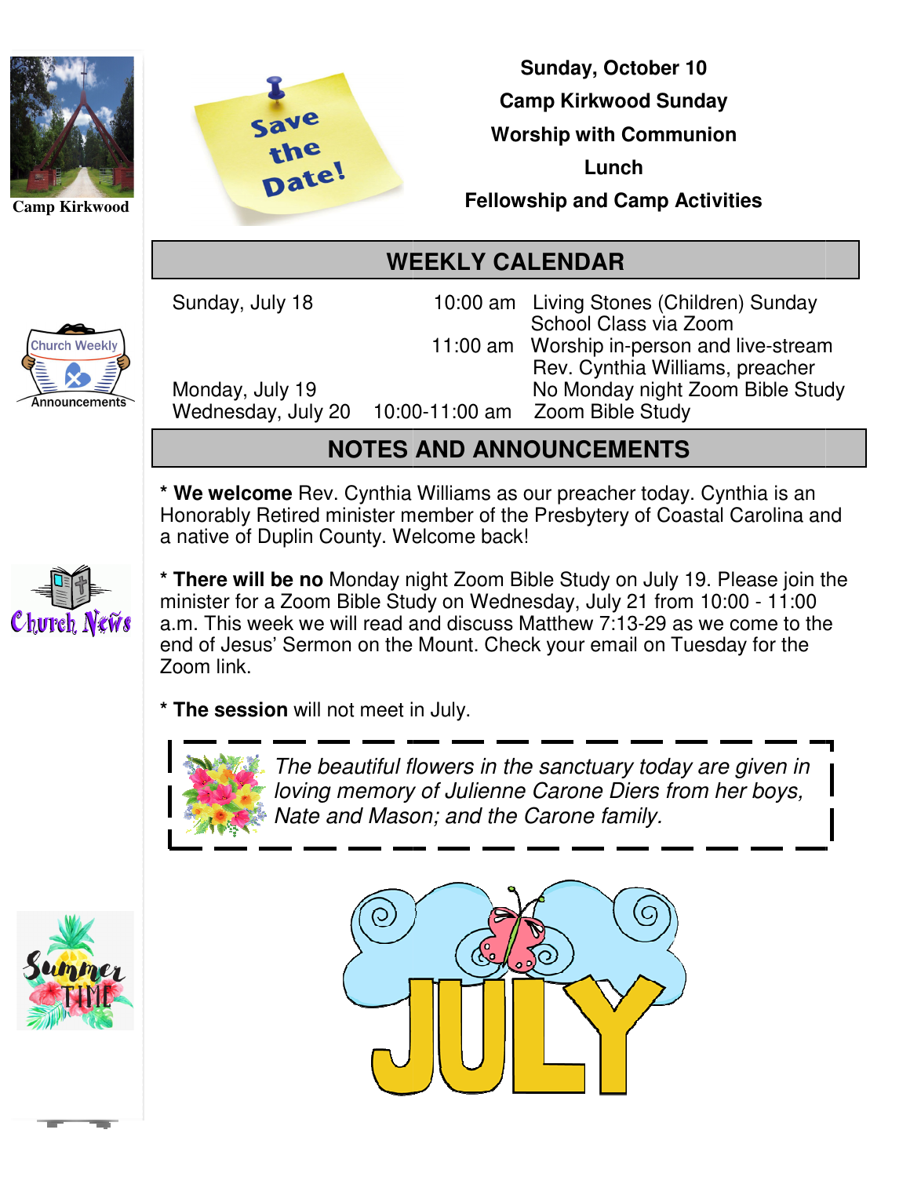Camp Kirkwood

**Save the Date!**

**Sunday, October 10**
**Camp Kirkwood Sunday**
**Worship with Communion**
**Lunch**
**Fellowship and Camp Activities**

## WEEKLY CALENDAR

| | | |
|---|---|---|
| Sunday, July 18 | 10:00 am | Living Stones (Children) Sunday School Class via Zoom |
| | 11:00 am | Worship in-person and live-stream Rev. Cynthia Williams, preacher |
| Monday, July 19 | | No Monday night Zoom Bible Study |
| Wednesday, July 20 | 10:00-11:00 am | Zoom Bible Study |

## NOTES AND ANNOUNCEMENTS

\* **We welcome** Rev. Cynthia Williams as our preacher today. Cynthia is an Honorably Retired minister member of the Presbytery of Coastal Carolina and a native of Duplin County. Welcome back!

\* **There will be no** Monday night Zoom Bible Study on July 19. Please join the minister for a Zoom Bible Study on Wednesday, July 21 from 10:00 - 11:00 a.m. This week we will read and discuss Matthew 7:13-29 as we come to the end of Jesus' Sermon on the Mount. Check your email on Tuesday for the Zoom link.

\* **The session** will not meet in July.

*The beautiful flowers in the sanctuary today are given in loving memory of Julienne Carone Diers from her boys, Nate and Mason; and the Carone family.*